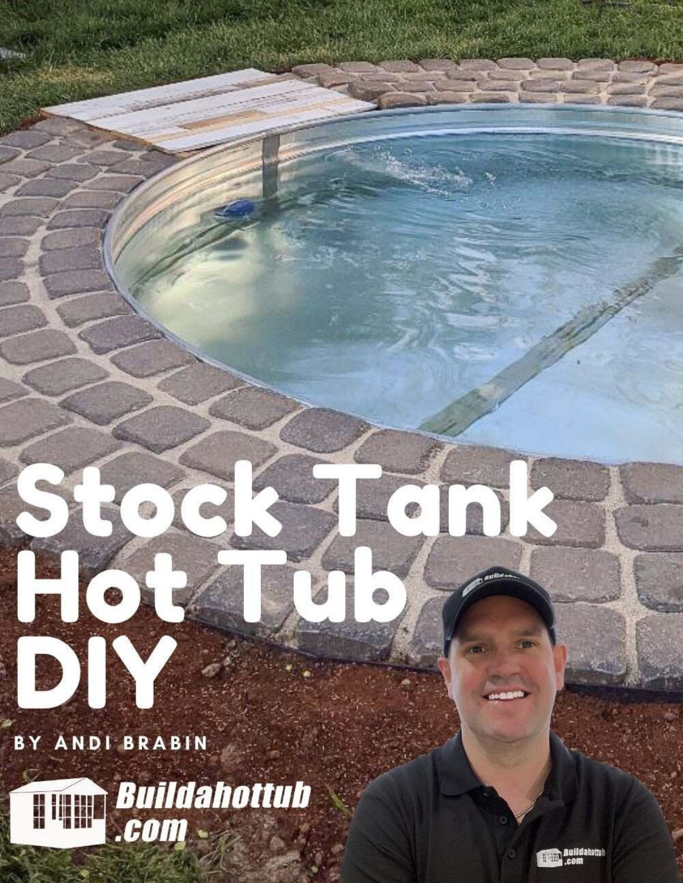# Stock Tank Hot Tub DIY

BY ANDI BRABIN

Buildahottub.com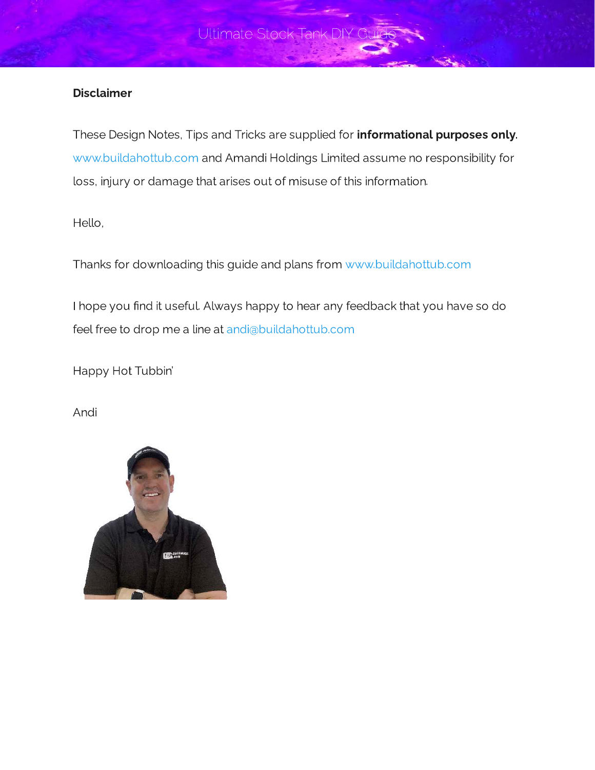**Disclaimer**

These Design Notes, Tips and Tricks are supplied for **informational purposes only**. www.buildahottub.com and Amandi Holdings Limited assume no responsibility for loss, injury or damage that arises out of misuse of this information.

Hello,

Thanks for downloading this guide and plans from www.buildahottub.com

I hope you find it useful. Always happy to hear any feedback that you have so do feel free to drop me a line at andi@buildahottub.com

Happy Hot Tubbin'

Andi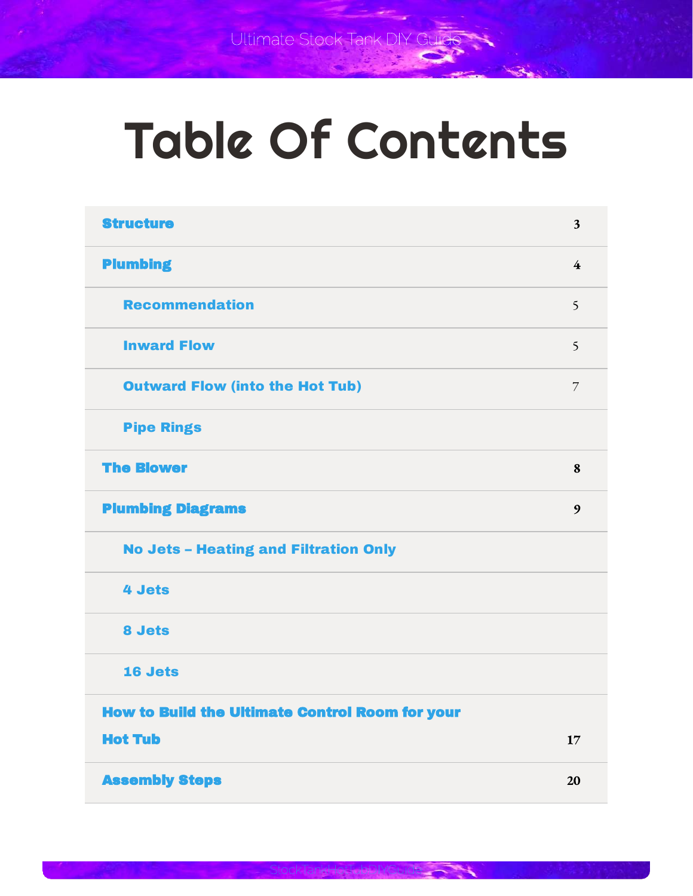# Table Of Contents

| Section | Page |
| --- | --- |
| **Structure** | 3 |
| **Plumbing** | 4 |
| Recommendation | 5 |
| Inward Flow | 5 |
| Outward Flow (into the Hot Tub) | 7 |
| Pipe Rings | |
| **The Blower** | 8 |
| **Plumbing Diagrams** | 9 |
| No Jets – Heating and Filtration Only | |
| 4 Jets | |
| 8 Jets | |
| 16 Jets | |
| **How to Build the Ultimate Control Room for your Hot Tub** | 17 |
| **Assembly Steps** | 20 |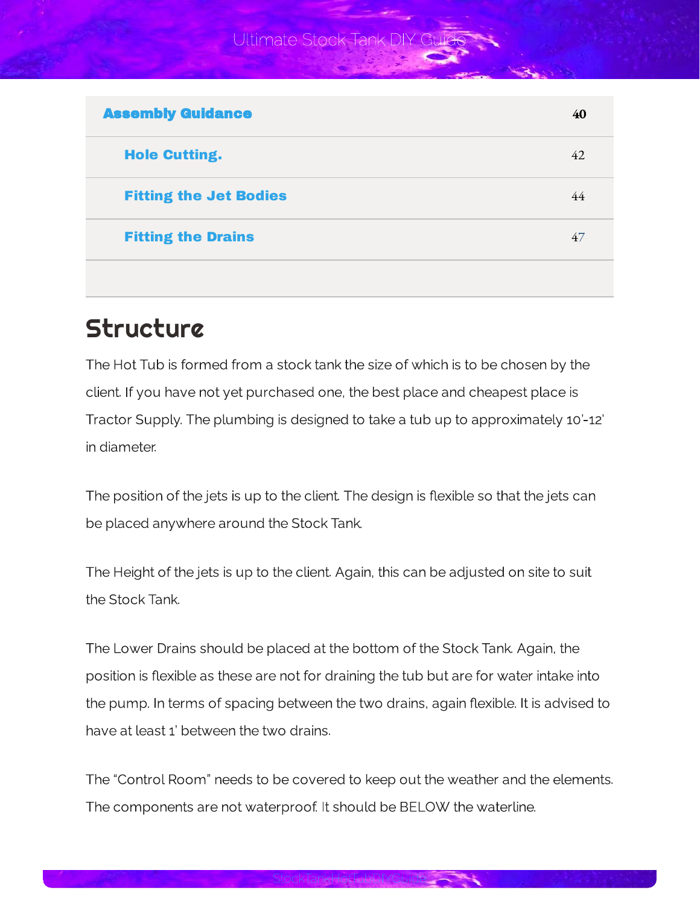| Assembly Guidance | 40 |
|---|---|
| Hole Cutting. | 42 |
| Fitting the Jet Bodies | 44 |
| Fitting the Drains | 47 |

# Structure

The Hot Tub is formed from a stock tank the size of which is to be chosen by the client. If you have not yet purchased one, the best place and cheapest place is Tractor Supply. The plumbing is designed to take a tub up to approximately 10'-12' in diameter.

The position of the jets is up to the client. The design is flexible so that the jets can be placed anywhere around the Stock Tank.

The Height of the jets is up to the client. Again, this can be adjusted on site to suit the Stock Tank.

The Lower Drains should be placed at the bottom of the Stock Tank. Again, the position is flexible as these are not for draining the tub but are for water intake into the pump. In terms of spacing between the two drains, again flexible. It is advised to have at least 1' between the two drains.

The "Control Room" needs to be covered to keep out the weather and the elements. The components are not waterproof. It should be BELOW the waterline.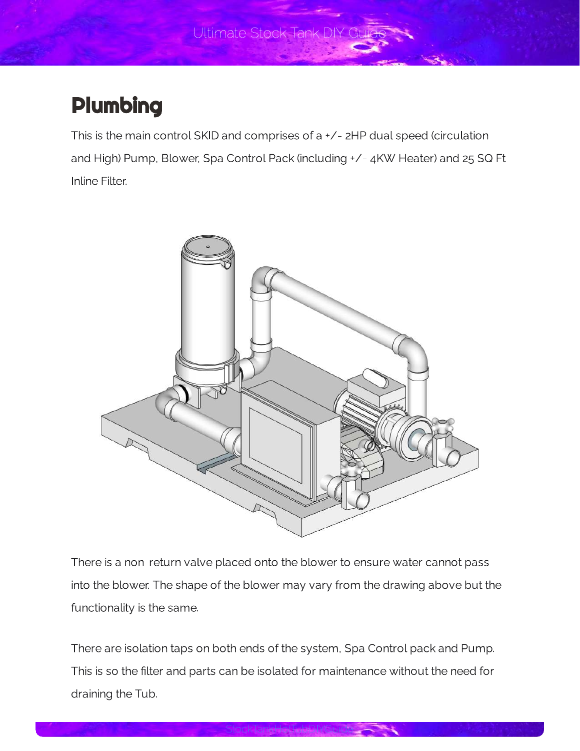# Plumbing

This is the main control SKID and comprises of a +/- 2HP dual speed (circulation and High) Pump, Blower, Spa Control Pack (including +/- 4KW Heater) and 25 SQ Ft Inline Filter.

There is a non-return valve placed onto the blower to ensure water cannot pass into the blower. The shape of the blower may vary from the drawing above but the functionality is the same.

There are isolation taps on both ends of the system, Spa Control pack and Pump. This is so the filter and parts can be isolated for maintenance without the need for draining the Tub.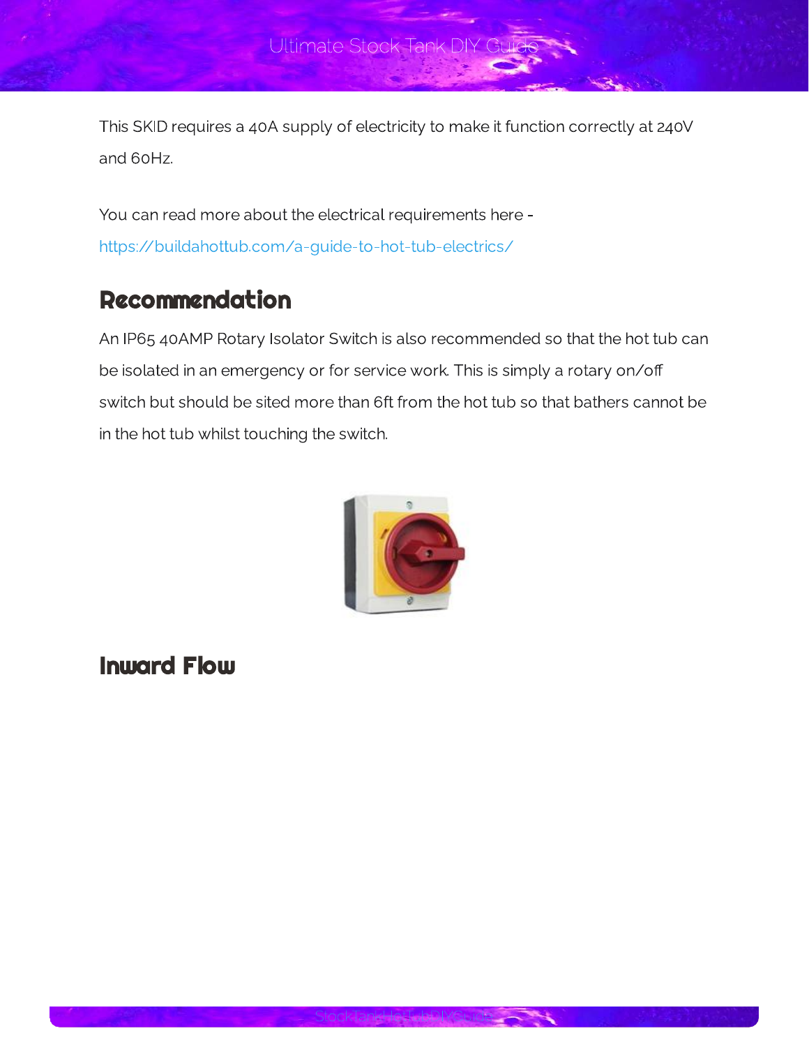This SKID requires a 40A supply of electricity to make it function correctly at 240V and 60Hz.

You can read more about the electrical requirements here - https://buildahottub.com/a-guide-to-hot-tub-electrics/

## Recommendation

An IP65 40AMP Rotary Isolator Switch is also recommended so that the hot tub can be isolated in an emergency or for service work. This is simply a rotary on/off switch but should be sited more than 6ft from the hot tub so that bathers cannot be in the hot tub whilst touching the switch.

## Inward Flow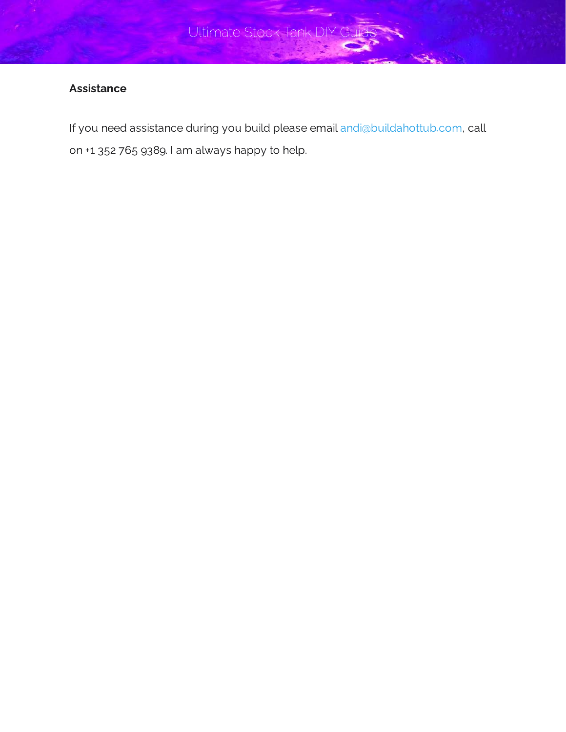**Assistance**

If you need assistance during you build please email andi@buildahottub.com, call on +1 352 765 9389. I am always happy to help.